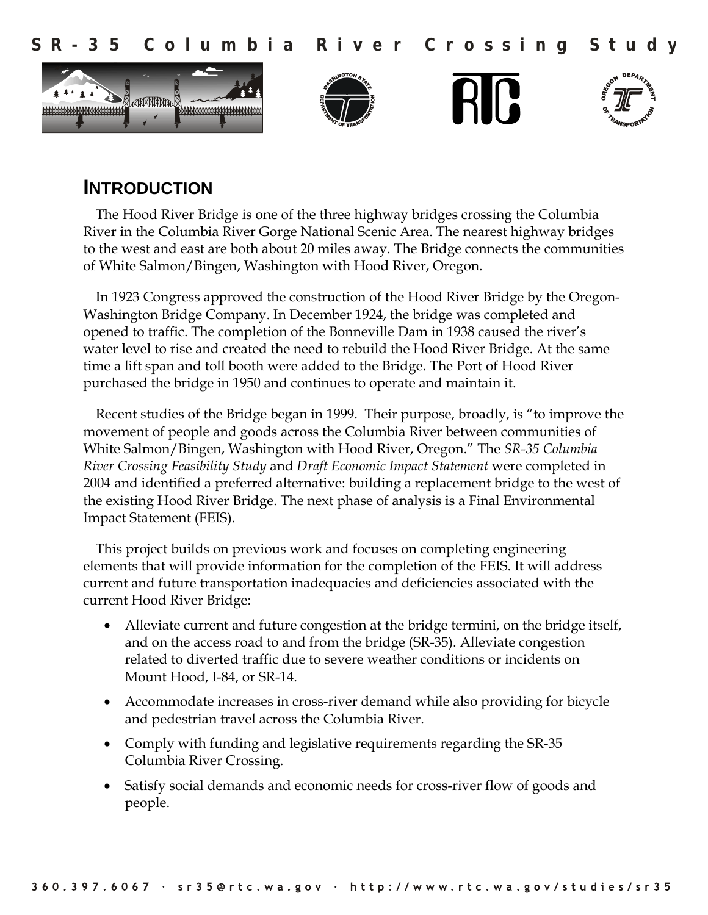# SR-35 Columbia River Crossing Study

## INTRODUCTION

The Hood River Bridge is one of the three highway bridges crossing the Columbia River in the Columbia River Gorge National Scenic Area. The nearest highway bridges to the west and east are both about 20 miles away. The Bridge connects the communities of White Salmon/Bingen, Washington with Hood River, Oregon.

In 1923 Congress approved the construction of the Hood River Bridge by the Oregon-Washington Bridge Company. In December 1924, the bridge was completed and opened to traffic. The completion of the Bonneville Dam in 1938 caused the river's water level to rise and created the need to rebuild the Hood River Bridge. At the same time a lift span and toll booth were added to the Bridge. The Port of Hood River purchased the bridge in 1950 and continues to operate and maintain it.

Recent studies of the Bridge began in 1999. Their purpose, broadly, is "to improve the movement of people and goods across the Columbia River between communities of White Salmon/Bingen, Washington with Hood River, Oregon." The *SR-35 Columbia River Crossing Feasibility Study* and *Draft Economic Impact Statement* were completed in 2004 and identified a preferred alternative: building a replacement bridge to the west of the existing Hood River Bridge. The next phase of analysis is a Final Environmental Impact Statement (FEIS).

This project builds on previous work and focuses on completing engineering elements that will provide information for the completion of the FEIS. It will address current and future transportation inadequacies and deficiencies associated with the current Hood River Bridge:

- Alleviate current and future congestion at the bridge termini, on the bridge itself, and on the access road to and from the bridge (SR-35). Alleviate congestion related to diverted traffic due to severe weather conditions or incidents on Mount Hood, I-84, or SR-14.
- Accommodate increases in cross-river demand while also providing for bicycle and pedestrian travel across the Columbia River.
- Comply with funding and legislative requirements regarding the SR-35 Columbia River Crossing.
- Satisfy social demands and economic needs for cross-river flow of goods and people.

360.397.6067 · sr35@rtc.wa.gov · http://www.rtc.wa.gov/studies/sr35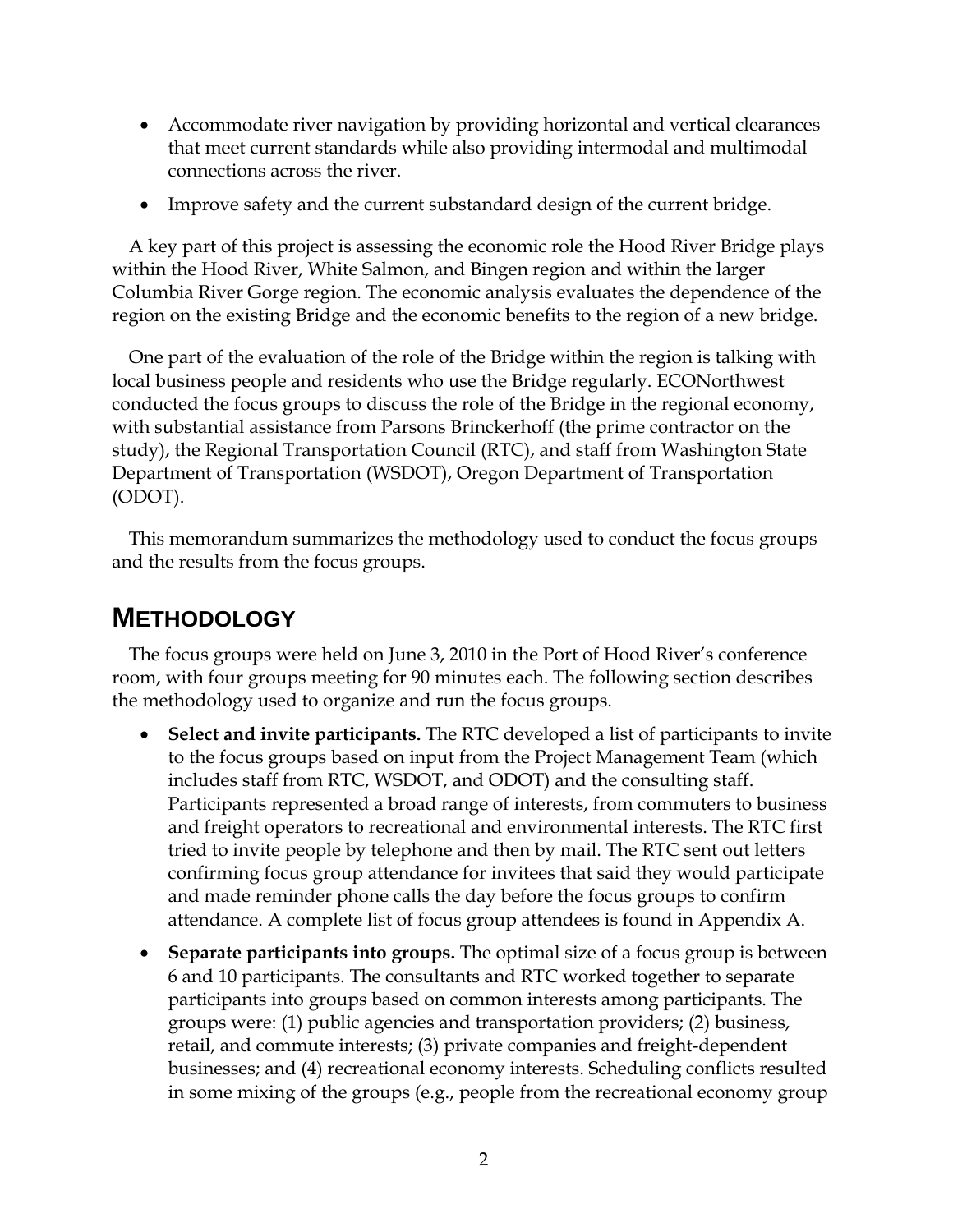- Accommodate river navigation by providing horizontal and vertical clearances that meet current standards while also providing intermodal and multimodal connections across the river.
- Improve safety and the current substandard design of the current bridge.

A key part of this project is assessing the economic role the Hood River Bridge plays within the Hood River, White Salmon, and Bingen region and within the larger Columbia River Gorge region. The economic analysis evaluates the dependence of the region on the existing Bridge and the economic benefits to the region of a new bridge.

One part of the evaluation of the role of the Bridge within the region is talking with local business people and residents who use the Bridge regularly. ECONorthwest conducted the focus groups to discuss the role of the Bridge in the regional economy, with substantial assistance from Parsons Brinckerhoff (the prime contractor on the study), the Regional Transportation Council (RTC), and staff from Washington State Department of Transportation (WSDOT), Oregon Department of Transportation (ODOT).

This memorandum summarizes the methodology used to conduct the focus groups and the results from the focus groups.

## METHODOLOGY

The focus groups were held on June 3, 2010 in the Port of Hood River's conference room, with four groups meeting for 90 minutes each. The following section describes the methodology used to organize and run the focus groups.

- **Select and invite participants.** The RTC developed a list of participants to invite to the focus groups based on input from the Project Management Team (which includes staff from RTC, WSDOT, and ODOT) and the consulting staff. Participants represented a broad range of interests, from commuters to business and freight operators to recreational and environmental interests. The RTC first tried to invite people by telephone and then by mail. The RTC sent out letters confirming focus group attendance for invitees that said they would participate and made reminder phone calls the day before the focus groups to confirm attendance. A complete list of focus group attendees is found in Appendix A.
- **Separate participants into groups.** The optimal size of a focus group is between 6 and 10 participants. The consultants and RTC worked together to separate participants into groups based on common interests among participants. The groups were: (1) public agencies and transportation providers; (2) business, retail, and commute interests; (3) private companies and freight-dependent businesses; and (4) recreational economy interests. Scheduling conflicts resulted in some mixing of the groups (e.g., people from the recreational economy group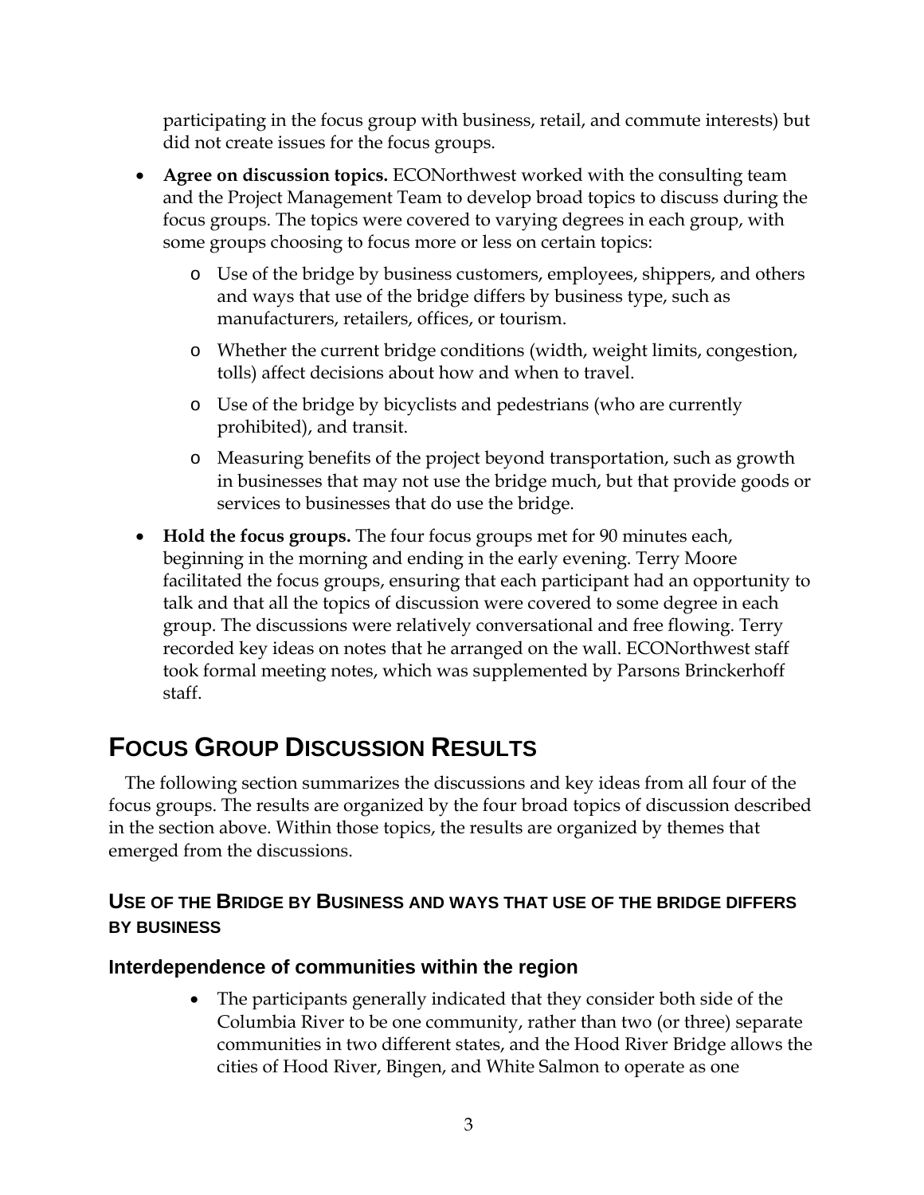participating in the focus group with business, retail, and commute interests) but did not create issues for the focus groups.

- **Agree on discussion topics.** ECONorthwest worked with the consulting team and the Project Management Team to develop broad topics to discuss during the focus groups. The topics were covered to varying degrees in each group, with some groups choosing to focus more or less on certain topics:
  - Use of the bridge by business customers, employees, shippers, and others and ways that use of the bridge differs by business type, such as manufacturers, retailers, offices, or tourism.
  - Whether the current bridge conditions (width, weight limits, congestion, tolls) affect decisions about how and when to travel.
  - Use of the bridge by bicyclists and pedestrians (who are currently prohibited), and transit.
  - Measuring benefits of the project beyond transportation, such as growth in businesses that may not use the bridge much, but that provide goods or services to businesses that do use the bridge.
- **Hold the focus groups.** The four focus groups met for 90 minutes each, beginning in the morning and ending in the early evening. Terry Moore facilitated the focus groups, ensuring that each participant had an opportunity to talk and that all the topics of discussion were covered to some degree in each group. The discussions were relatively conversational and free flowing. Terry recorded key ideas on notes that he arranged on the wall. ECONorthwest staff took formal meeting notes, which was supplemented by Parsons Brinckerhoff staff.

# Focus Group Discussion Results

The following section summarizes the discussions and key ideas from all four of the focus groups. The results are organized by the four broad topics of discussion described in the section above. Within those topics, the results are organized by themes that emerged from the discussions.

## Use of the Bridge by Business and ways that use of the bridge differs by business

### Interdependence of communities within the region

- The participants generally indicated that they consider both side of the Columbia River to be one community, rather than two (or three) separate communities in two different states, and the Hood River Bridge allows the cities of Hood River, Bingen, and White Salmon to operate as one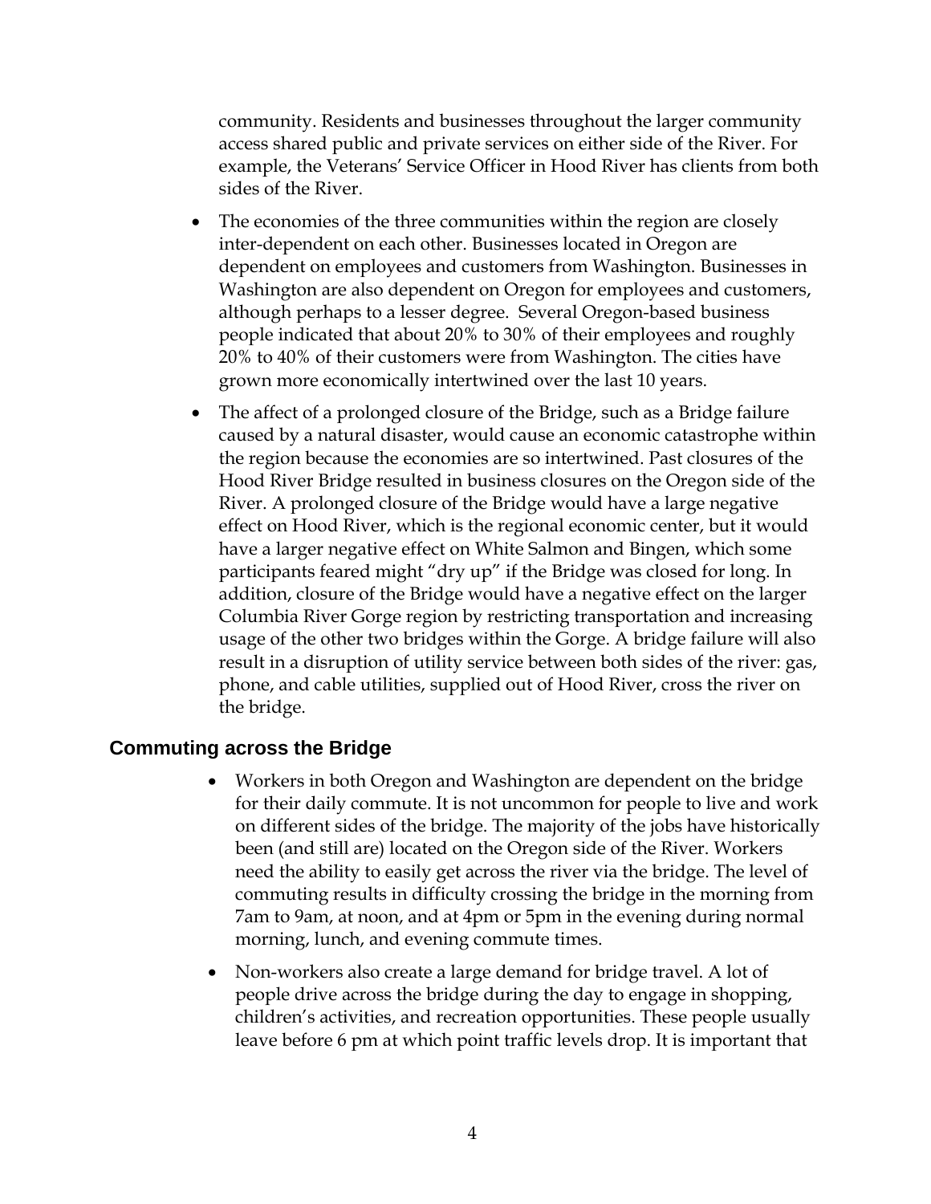community. Residents and businesses throughout the larger community access shared public and private services on either side of the River. For example, the Veterans' Service Officer in Hood River has clients from both sides of the River.

- The economies of the three communities within the region are closely inter-dependent on each other. Businesses located in Oregon are dependent on employees and customers from Washington. Businesses in Washington are also dependent on Oregon for employees and customers, although perhaps to a lesser degree. Several Oregon-based business people indicated that about 20% to 30% of their employees and roughly 20% to 40% of their customers were from Washington. The cities have grown more economically intertwined over the last 10 years.
- The affect of a prolonged closure of the Bridge, such as a Bridge failure caused by a natural disaster, would cause an economic catastrophe within the region because the economies are so intertwined. Past closures of the Hood River Bridge resulted in business closures on the Oregon side of the River. A prolonged closure of the Bridge would have a large negative effect on Hood River, which is the regional economic center, but it would have a larger negative effect on White Salmon and Bingen, which some participants feared might "dry up" if the Bridge was closed for long. In addition, closure of the Bridge would have a negative effect on the larger Columbia River Gorge region by restricting transportation and increasing usage of the other two bridges within the Gorge. A bridge failure will also result in a disruption of utility service between both sides of the river: gas, phone, and cable utilities, supplied out of Hood River, cross the river on the bridge.

## Commuting across the Bridge

- Workers in both Oregon and Washington are dependent on the bridge for their daily commute. It is not uncommon for people to live and work on different sides of the bridge. The majority of the jobs have historically been (and still are) located on the Oregon side of the River. Workers need the ability to easily get across the river via the bridge. The level of commuting results in difficulty crossing the bridge in the morning from 7am to 9am, at noon, and at 4pm or 5pm in the evening during normal morning, lunch, and evening commute times.
- Non-workers also create a large demand for bridge travel. A lot of people drive across the bridge during the day to engage in shopping, children's activities, and recreation opportunities. These people usually leave before 6 pm at which point traffic levels drop. It is important that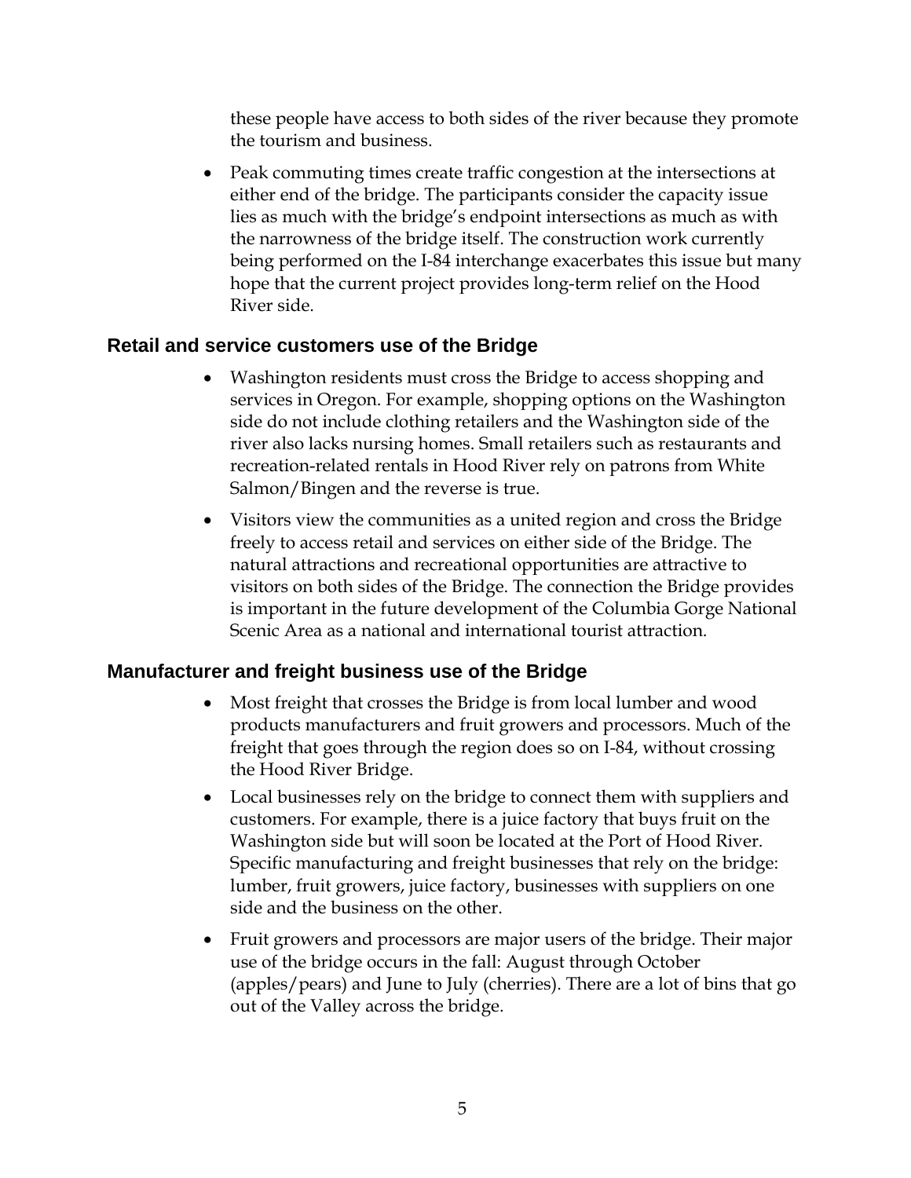these people have access to both sides of the river because they promote the tourism and business.

- Peak commuting times create traffic congestion at the intersections at either end of the bridge. The participants consider the capacity issue lies as much with the bridge's endpoint intersections as much as with the narrowness of the bridge itself. The construction work currently being performed on the I-84 interchange exacerbates this issue but many hope that the current project provides long-term relief on the Hood River side.

### Retail and service customers use of the Bridge

- Washington residents must cross the Bridge to access shopping and services in Oregon. For example, shopping options on the Washington side do not include clothing retailers and the Washington side of the river also lacks nursing homes. Small retailers such as restaurants and recreation-related rentals in Hood River rely on patrons from White Salmon/Bingen and the reverse is true.
- Visitors view the communities as a united region and cross the Bridge freely to access retail and services on either side of the Bridge. The natural attractions and recreational opportunities are attractive to visitors on both sides of the Bridge. The connection the Bridge provides is important in the future development of the Columbia Gorge National Scenic Area as a national and international tourist attraction.

### Manufacturer and freight business use of the Bridge

- Most freight that crosses the Bridge is from local lumber and wood products manufacturers and fruit growers and processors. Much of the freight that goes through the region does so on I-84, without crossing the Hood River Bridge.
- Local businesses rely on the bridge to connect them with suppliers and customers. For example, there is a juice factory that buys fruit on the Washington side but will soon be located at the Port of Hood River. Specific manufacturing and freight businesses that rely on the bridge: lumber, fruit growers, juice factory, businesses with suppliers on one side and the business on the other.
- Fruit growers and processors are major users of the bridge. Their major use of the bridge occurs in the fall: August through October (apples/pears) and June to July (cherries). There are a lot of bins that go out of the Valley across the bridge.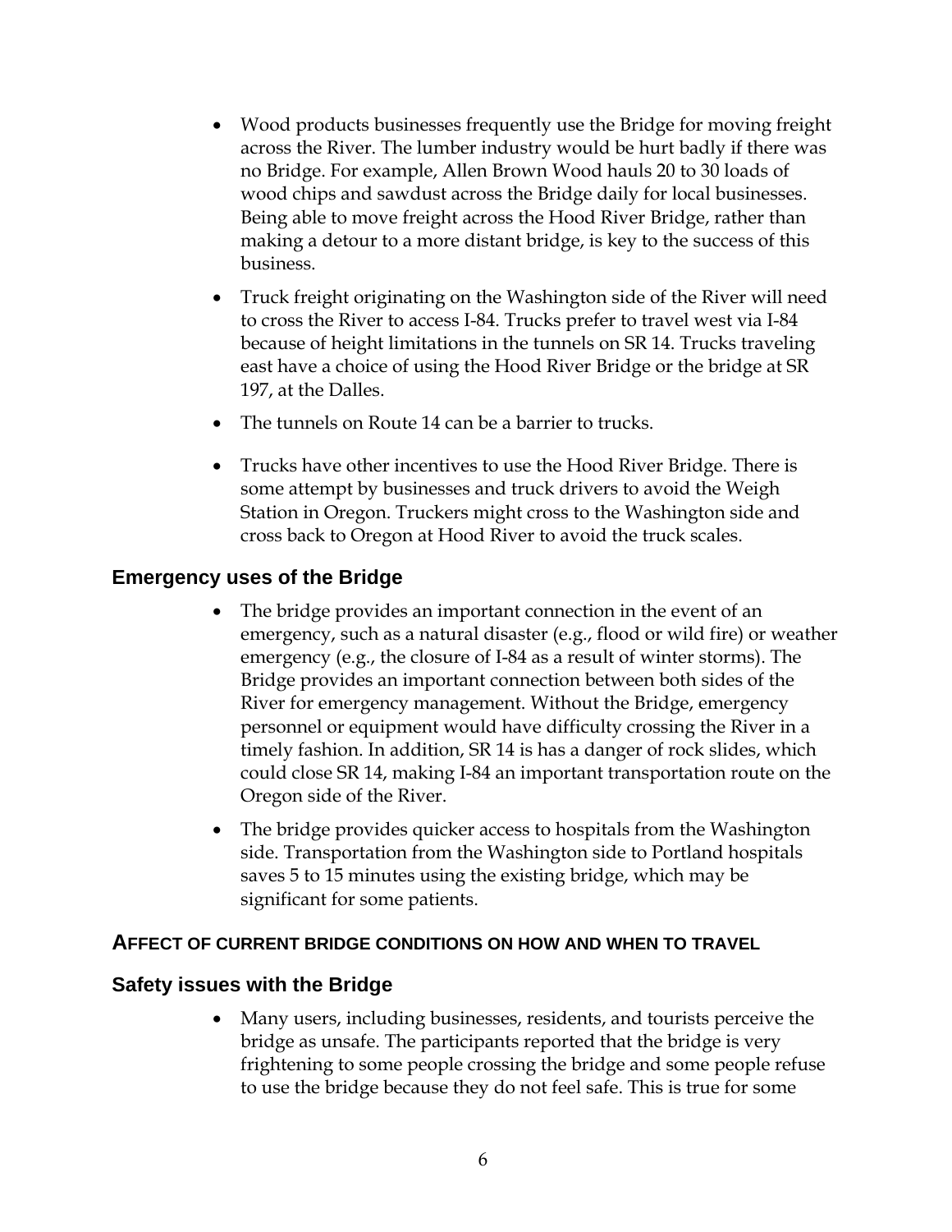- Wood products businesses frequently use the Bridge for moving freight across the River. The lumber industry would be hurt badly if there was no Bridge. For example, Allen Brown Wood hauls 20 to 30 loads of wood chips and sawdust across the Bridge daily for local businesses. Being able to move freight across the Hood River Bridge, rather than making a detour to a more distant bridge, is key to the success of this business.
- Truck freight originating on the Washington side of the River will need to cross the River to access I-84. Trucks prefer to travel west via I-84 because of height limitations in the tunnels on SR 14. Trucks traveling east have a choice of using the Hood River Bridge or the bridge at SR 197, at the Dalles.
- The tunnels on Route 14 can be a barrier to trucks.
- Trucks have other incentives to use the Hood River Bridge. There is some attempt by businesses and truck drivers to avoid the Weigh Station in Oregon. Truckers might cross to the Washington side and cross back to Oregon at Hood River to avoid the truck scales.

## Emergency uses of the Bridge

- The bridge provides an important connection in the event of an emergency, such as a natural disaster (e.g., flood or wild fire) or weather emergency (e.g., the closure of I-84 as a result of winter storms). The Bridge provides an important connection between both sides of the River for emergency management. Without the Bridge, emergency personnel or equipment would have difficulty crossing the River in a timely fashion. In addition, SR 14 is has a danger of rock slides, which could close SR 14, making I-84 an important transportation route on the Oregon side of the River.
- The bridge provides quicker access to hospitals from the Washington side. Transportation from the Washington side to Portland hospitals saves 5 to 15 minutes using the existing bridge, which may be significant for some patients.

### AFFECT OF CURRENT BRIDGE CONDITIONS ON HOW AND WHEN TO TRAVEL

## Safety issues with the Bridge

- Many users, including businesses, residents, and tourists perceive the bridge as unsafe. The participants reported that the bridge is very frightening to some people crossing the bridge and some people refuse to use the bridge because they do not feel safe. This is true for some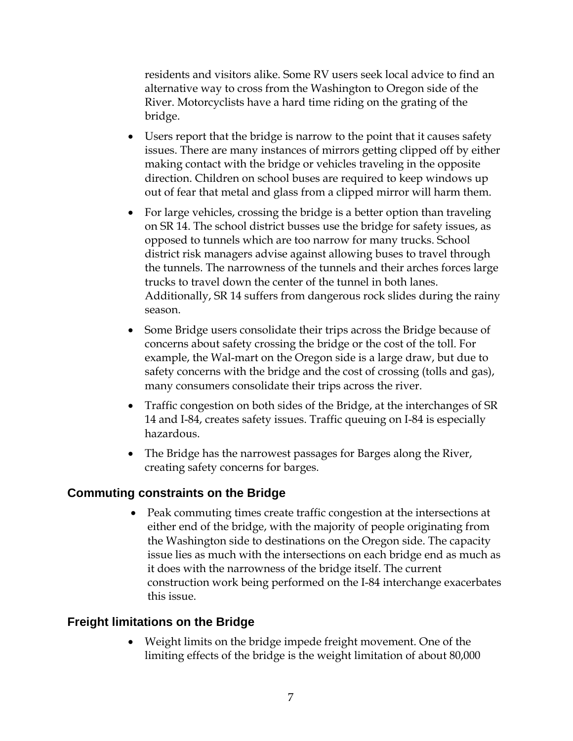residents and visitors alike. Some RV users seek local advice to find an alternative way to cross from the Washington to Oregon side of the River. Motorcyclists have a hard time riding on the grating of the bridge.

- Users report that the bridge is narrow to the point that it causes safety issues. There are many instances of mirrors getting clipped off by either making contact with the bridge or vehicles traveling in the opposite direction. Children on school buses are required to keep windows up out of fear that metal and glass from a clipped mirror will harm them.
- For large vehicles, crossing the bridge is a better option than traveling on SR 14. The school district busses use the bridge for safety issues, as opposed to tunnels which are too narrow for many trucks. School district risk managers advise against allowing buses to travel through the tunnels. The narrowness of the tunnels and their arches forces large trucks to travel down the center of the tunnel in both lanes. Additionally, SR 14 suffers from dangerous rock slides during the rainy season.
- Some Bridge users consolidate their trips across the Bridge because of concerns about safety crossing the bridge or the cost of the toll. For example, the Wal-mart on the Oregon side is a large draw, but due to safety concerns with the bridge and the cost of crossing (tolls and gas), many consumers consolidate their trips across the river.
- Traffic congestion on both sides of the Bridge, at the interchanges of SR 14 and I-84, creates safety issues. Traffic queuing on I-84 is especially hazardous.
- The Bridge has the narrowest passages for Barges along the River, creating safety concerns for barges.

### Commuting constraints on the Bridge

- Peak commuting times create traffic congestion at the intersections at either end of the bridge, with the majority of people originating from the Washington side to destinations on the Oregon side. The capacity issue lies as much with the intersections on each bridge end as much as it does with the narrowness of the bridge itself. The current construction work being performed on the I-84 interchange exacerbates this issue.

### Freight limitations on the Bridge

- Weight limits on the bridge impede freight movement. One of the limiting effects of the bridge is the weight limitation of about 80,000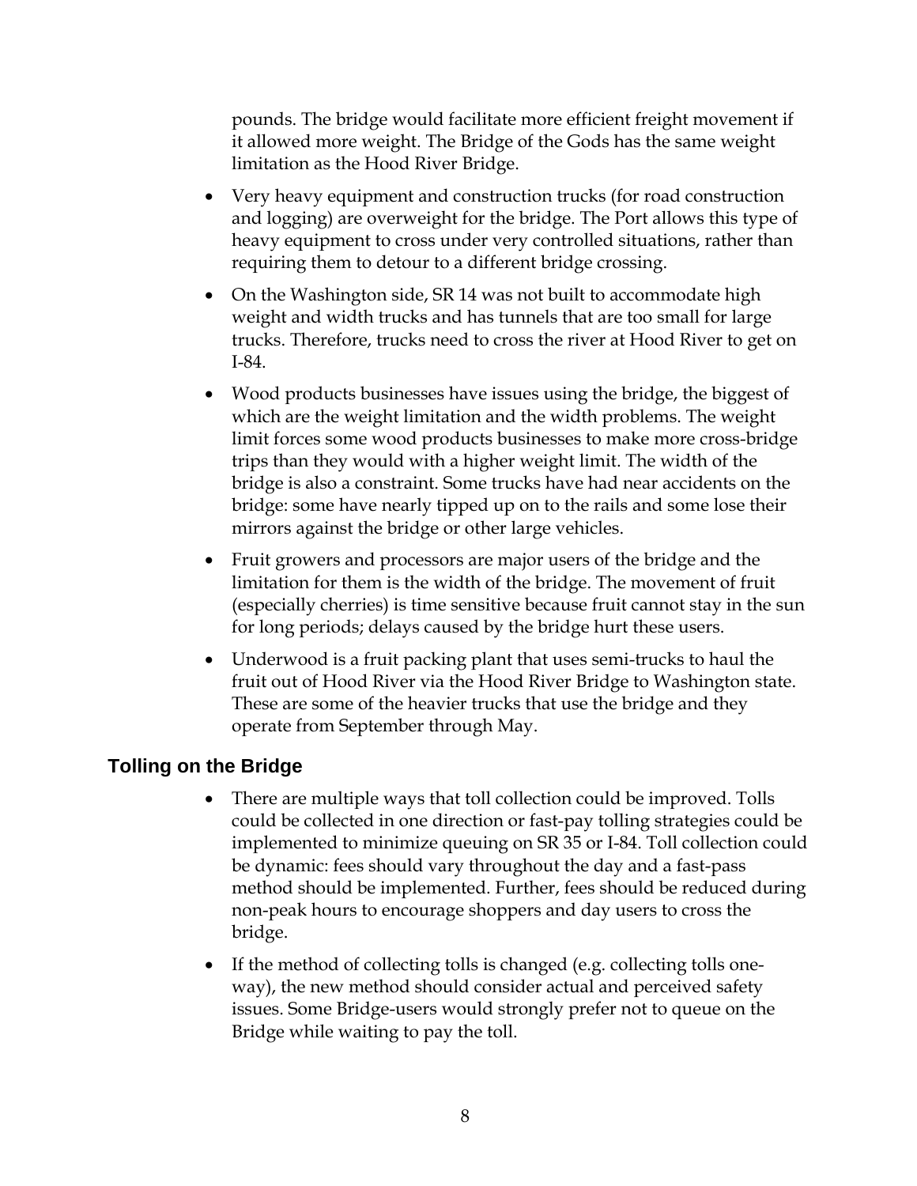pounds. The bridge would facilitate more efficient freight movement if it allowed more weight. The Bridge of the Gods has the same weight limitation as the Hood River Bridge.

- Very heavy equipment and construction trucks (for road construction and logging) are overweight for the bridge. The Port allows this type of heavy equipment to cross under very controlled situations, rather than requiring them to detour to a different bridge crossing.
- On the Washington side, SR 14 was not built to accommodate high weight and width trucks and has tunnels that are too small for large trucks. Therefore, trucks need to cross the river at Hood River to get on I-84.
- Wood products businesses have issues using the bridge, the biggest of which are the weight limitation and the width problems. The weight limit forces some wood products businesses to make more cross-bridge trips than they would with a higher weight limit. The width of the bridge is also a constraint. Some trucks have had near accidents on the bridge: some have nearly tipped up on to the rails and some lose their mirrors against the bridge or other large vehicles.
- Fruit growers and processors are major users of the bridge and the limitation for them is the width of the bridge. The movement of fruit (especially cherries) is time sensitive because fruit cannot stay in the sun for long periods; delays caused by the bridge hurt these users.
- Underwood is a fruit packing plant that uses semi-trucks to haul the fruit out of Hood River via the Hood River Bridge to Washington state. These are some of the heavier trucks that use the bridge and they operate from September through May.

## Tolling on the Bridge

- There are multiple ways that toll collection could be improved. Tolls could be collected in one direction or fast-pay tolling strategies could be implemented to minimize queuing on SR 35 or I-84. Toll collection could be dynamic: fees should vary throughout the day and a fast-pass method should be implemented. Further, fees should be reduced during non-peak hours to encourage shoppers and day users to cross the bridge.
- If the method of collecting tolls is changed (e.g. collecting tolls one-way), the new method should consider actual and perceived safety issues. Some Bridge-users would strongly prefer not to queue on the Bridge while waiting to pay the toll.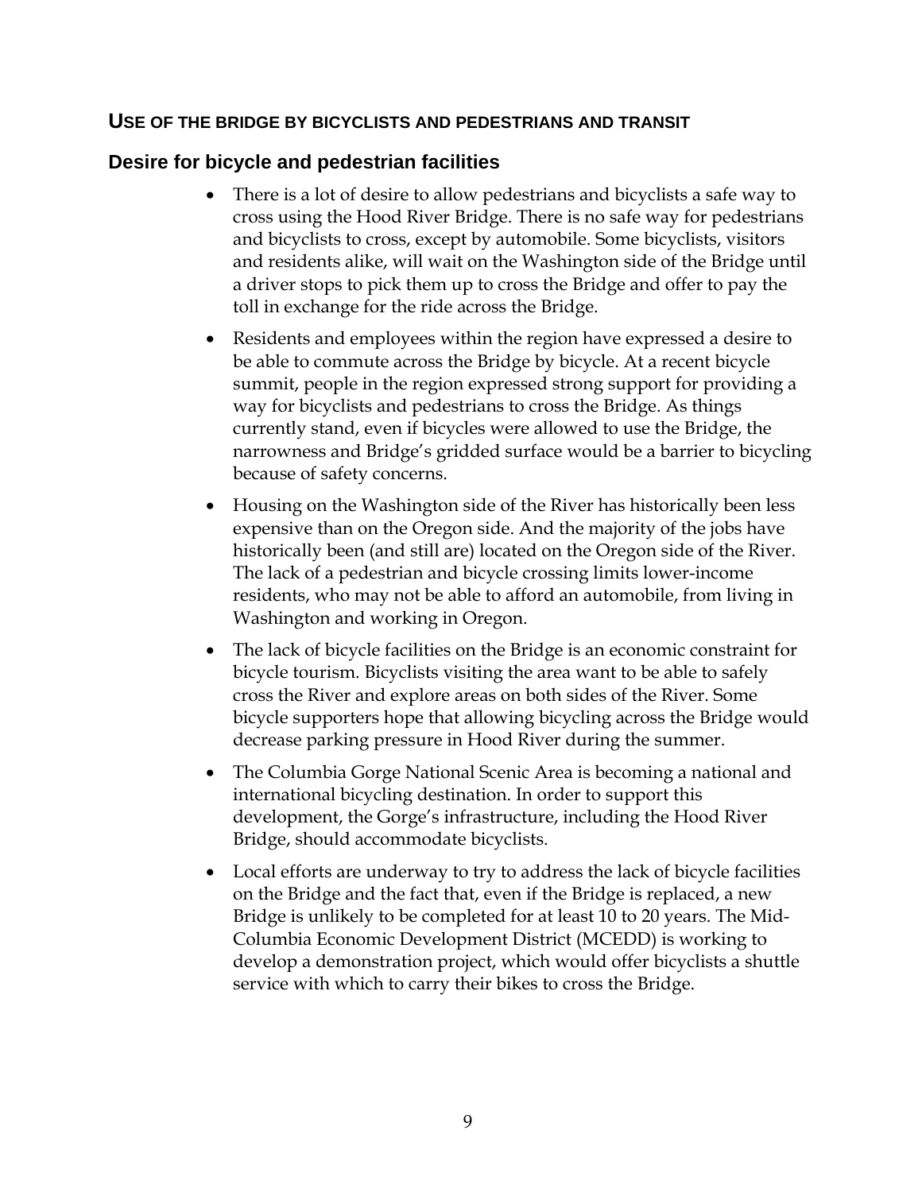## USE OF THE BRIDGE BY BICYCLISTS AND PEDESTRIANS AND TRANSIT

### Desire for bicycle and pedestrian facilities

- There is a lot of desire to allow pedestrians and bicyclists a safe way to cross using the Hood River Bridge. There is no safe way for pedestrians and bicyclists to cross, except by automobile. Some bicyclists, visitors and residents alike, will wait on the Washington side of the Bridge until a driver stops to pick them up to cross the Bridge and offer to pay the toll in exchange for the ride across the Bridge.
- Residents and employees within the region have expressed a desire to be able to commute across the Bridge by bicycle. At a recent bicycle summit, people in the region expressed strong support for providing a way for bicyclists and pedestrians to cross the Bridge. As things currently stand, even if bicycles were allowed to use the Bridge, the narrowness and Bridge's gridded surface would be a barrier to bicycling because of safety concerns.
- Housing on the Washington side of the River has historically been less expensive than on the Oregon side. And the majority of the jobs have historically been (and still are) located on the Oregon side of the River. The lack of a pedestrian and bicycle crossing limits lower-income residents, who may not be able to afford an automobile, from living in Washington and working in Oregon.
- The lack of bicycle facilities on the Bridge is an economic constraint for bicycle tourism. Bicyclists visiting the area want to be able to safely cross the River and explore areas on both sides of the River. Some bicycle supporters hope that allowing bicycling across the Bridge would decrease parking pressure in Hood River during the summer.
- The Columbia Gorge National Scenic Area is becoming a national and international bicycling destination. In order to support this development, the Gorge's infrastructure, including the Hood River Bridge, should accommodate bicyclists.
- Local efforts are underway to try to address the lack of bicycle facilities on the Bridge and the fact that, even if the Bridge is replaced, a new Bridge is unlikely to be completed for at least 10 to 20 years. The Mid-Columbia Economic Development District (MCEDD) is working to develop a demonstration project, which would offer bicyclists a shuttle service with which to carry their bikes to cross the Bridge.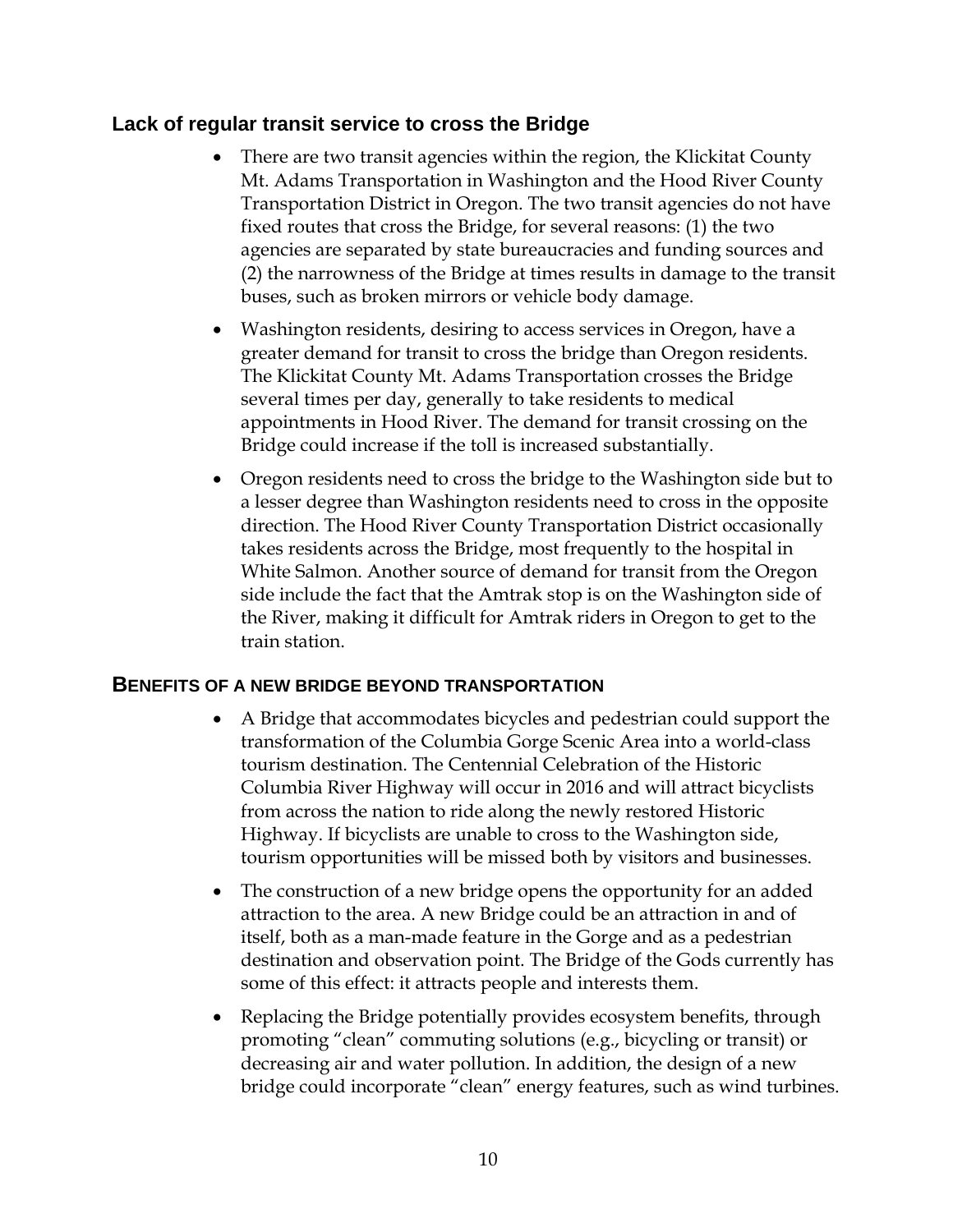## Lack of regular transit service to cross the Bridge

- There are two transit agencies within the region, the Klickitat County Mt. Adams Transportation in Washington and the Hood River County Transportation District in Oregon. The two transit agencies do not have fixed routes that cross the Bridge, for several reasons: (1) the two agencies are separated by state bureaucracies and funding sources and (2) the narrowness of the Bridge at times results in damage to the transit buses, such as broken mirrors or vehicle body damage.
- Washington residents, desiring to access services in Oregon, have a greater demand for transit to cross the bridge than Oregon residents. The Klickitat County Mt. Adams Transportation crosses the Bridge several times per day, generally to take residents to medical appointments in Hood River. The demand for transit crossing on the Bridge could increase if the toll is increased substantially.
- Oregon residents need to cross the bridge to the Washington side but to a lesser degree than Washington residents need to cross in the opposite direction. The Hood River County Transportation District occasionally takes residents across the Bridge, most frequently to the hospital in White Salmon. Another source of demand for transit from the Oregon side include the fact that the Amtrak stop is on the Washington side of the River, making it difficult for Amtrak riders in Oregon to get to the train station.

## BENEFITS OF A NEW BRIDGE BEYOND TRANSPORTATION

- A Bridge that accommodates bicycles and pedestrian could support the transformation of the Columbia Gorge Scenic Area into a world-class tourism destination. The Centennial Celebration of the Historic Columbia River Highway will occur in 2016 and will attract bicyclists from across the nation to ride along the newly restored Historic Highway. If bicyclists are unable to cross to the Washington side, tourism opportunities will be missed both by visitors and businesses.
- The construction of a new bridge opens the opportunity for an added attraction to the area. A new Bridge could be an attraction in and of itself, both as a man-made feature in the Gorge and as a pedestrian destination and observation point. The Bridge of the Gods currently has some of this effect: it attracts people and interests them.
- Replacing the Bridge potentially provides ecosystem benefits, through promoting "clean" commuting solutions (e.g., bicycling or transit) or decreasing air and water pollution. In addition, the design of a new bridge could incorporate "clean" energy features, such as wind turbines.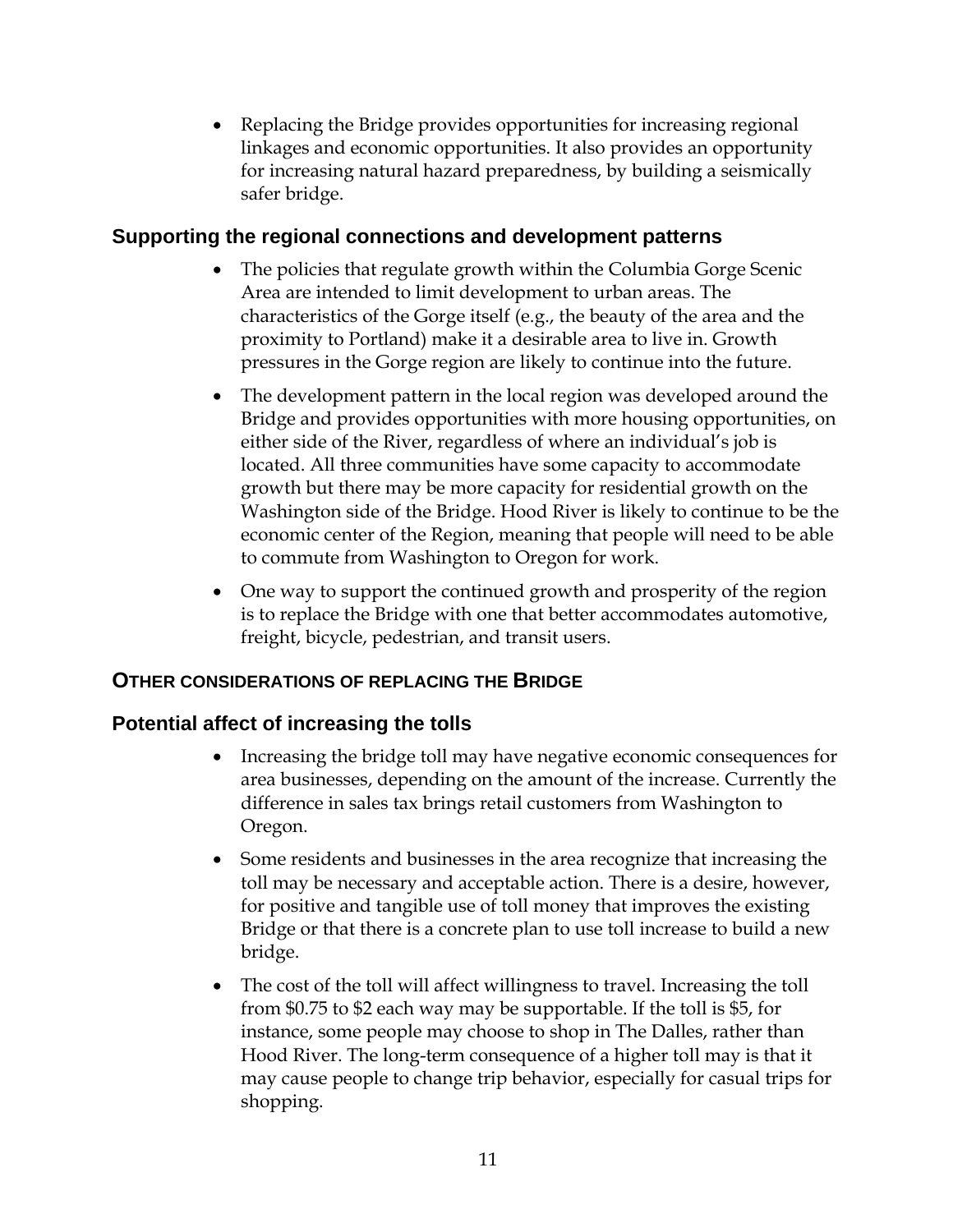- Replacing the Bridge provides opportunities for increasing regional linkages and economic opportunities. It also provides an opportunity for increasing natural hazard preparedness, by building a seismically safer bridge.

### Supporting the regional connections and development patterns

- The policies that regulate growth within the Columbia Gorge Scenic Area are intended to limit development to urban areas. The characteristics of the Gorge itself (e.g., the beauty of the area and the proximity to Portland) make it a desirable area to live in. Growth pressures in the Gorge region are likely to continue into the future.
- The development pattern in the local region was developed around the Bridge and provides opportunities with more housing opportunities, on either side of the River, regardless of where an individual's job is located. All three communities have some capacity to accommodate growth but there may be more capacity for residential growth on the Washington side of the Bridge. Hood River is likely to continue to be the economic center of the Region, meaning that people will need to be able to commute from Washington to Oregon for work.
- One way to support the continued growth and prosperity of the region is to replace the Bridge with one that better accommodates automotive, freight, bicycle, pedestrian, and transit users.

## OTHER CONSIDERATIONS OF REPLACING THE BRIDGE

### Potential affect of increasing the tolls

- Increasing the bridge toll may have negative economic consequences for area businesses, depending on the amount of the increase. Currently the difference in sales tax brings retail customers from Washington to Oregon.
- Some residents and businesses in the area recognize that increasing the toll may be necessary and acceptable action. There is a desire, however, for positive and tangible use of toll money that improves the existing Bridge or that there is a concrete plan to use toll increase to build a new bridge.
- The cost of the toll will affect willingness to travel. Increasing the toll from $0.75 to $2 each way may be supportable. If the toll is $5, for instance, some people may choose to shop in The Dalles, rather than Hood River. The long-term consequence of a higher toll may is that it may cause people to change trip behavior, especially for casual trips for shopping.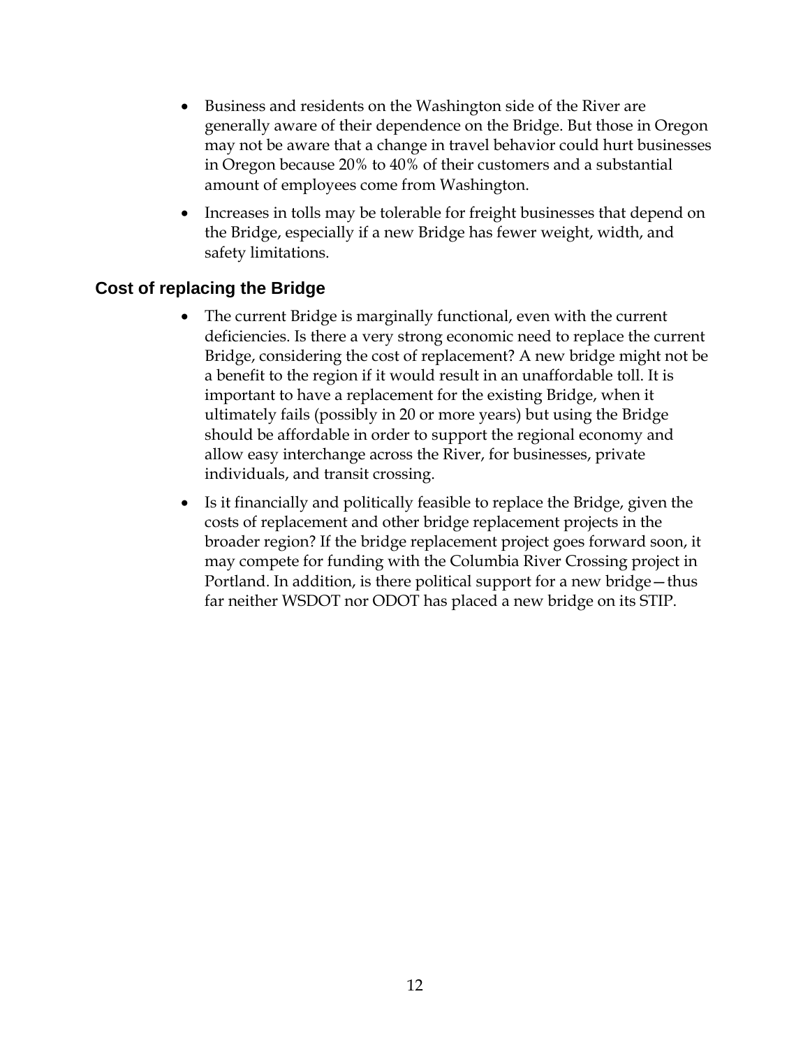- Business and residents on the Washington side of the River are generally aware of their dependence on the Bridge. But those in Oregon may not be aware that a change in travel behavior could hurt businesses in Oregon because 20% to 40% of their customers and a substantial amount of employees come from Washington.
- Increases in tolls may be tolerable for freight businesses that depend on the Bridge, especially if a new Bridge has fewer weight, width, and safety limitations.

## Cost of replacing the Bridge

- The current Bridge is marginally functional, even with the current deficiencies. Is there a very strong economic need to replace the current Bridge, considering the cost of replacement? A new bridge might not be a benefit to the region if it would result in an unaffordable toll. It is important to have a replacement for the existing Bridge, when it ultimately fails (possibly in 20 or more years) but using the Bridge should be affordable in order to support the regional economy and allow easy interchange across the River, for businesses, private individuals, and transit crossing.
- Is it financially and politically feasible to replace the Bridge, given the costs of replacement and other bridge replacement projects in the broader region? If the bridge replacement project goes forward soon, it may compete for funding with the Columbia River Crossing project in Portland. In addition, is there political support for a new bridge—thus far neither WSDOT nor ODOT has placed a new bridge on its STIP.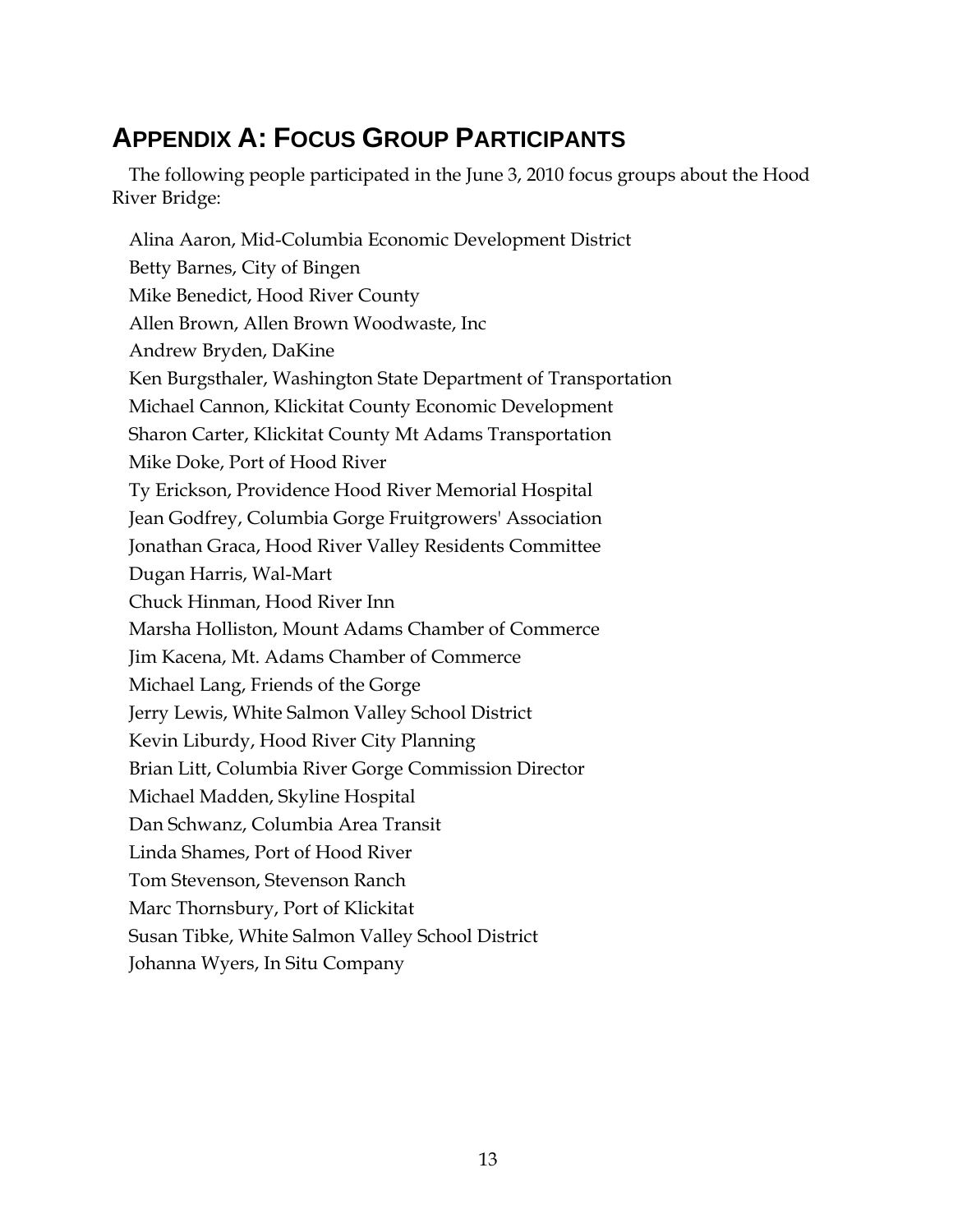## APPENDIX A: FOCUS GROUP PARTICIPANTS

The following people participated in the June 3, 2010 focus groups about the Hood River Bridge:

Alina Aaron, Mid-Columbia Economic Development District
Betty Barnes, City of Bingen
Mike Benedict, Hood River County
Allen Brown, Allen Brown Woodwaste, Inc
Andrew Bryden, DaKine
Ken Burgsthaler, Washington State Department of Transportation
Michael Cannon, Klickitat County Economic Development
Sharon Carter, Klickitat County Mt Adams Transportation
Mike Doke, Port of Hood River
Ty Erickson, Providence Hood River Memorial Hospital
Jean Godfrey, Columbia Gorge Fruitgrowers' Association
Jonathan Graca, Hood River Valley Residents Committee
Dugan Harris, Wal-Mart
Chuck Hinman, Hood River Inn
Marsha Holliston, Mount Adams Chamber of Commerce
Jim Kacena, Mt. Adams Chamber of Commerce
Michael Lang, Friends of the Gorge
Jerry Lewis, White Salmon Valley School District
Kevin Liburdy, Hood River City Planning
Brian Litt, Columbia River Gorge Commission Director
Michael Madden, Skyline Hospital
Dan Schwanz, Columbia Area Transit
Linda Shames, Port of Hood River
Tom Stevenson, Stevenson Ranch
Marc Thornsbury, Port of Klickitat
Susan Tibke, White Salmon Valley School District
Johanna Wyers, In Situ Company